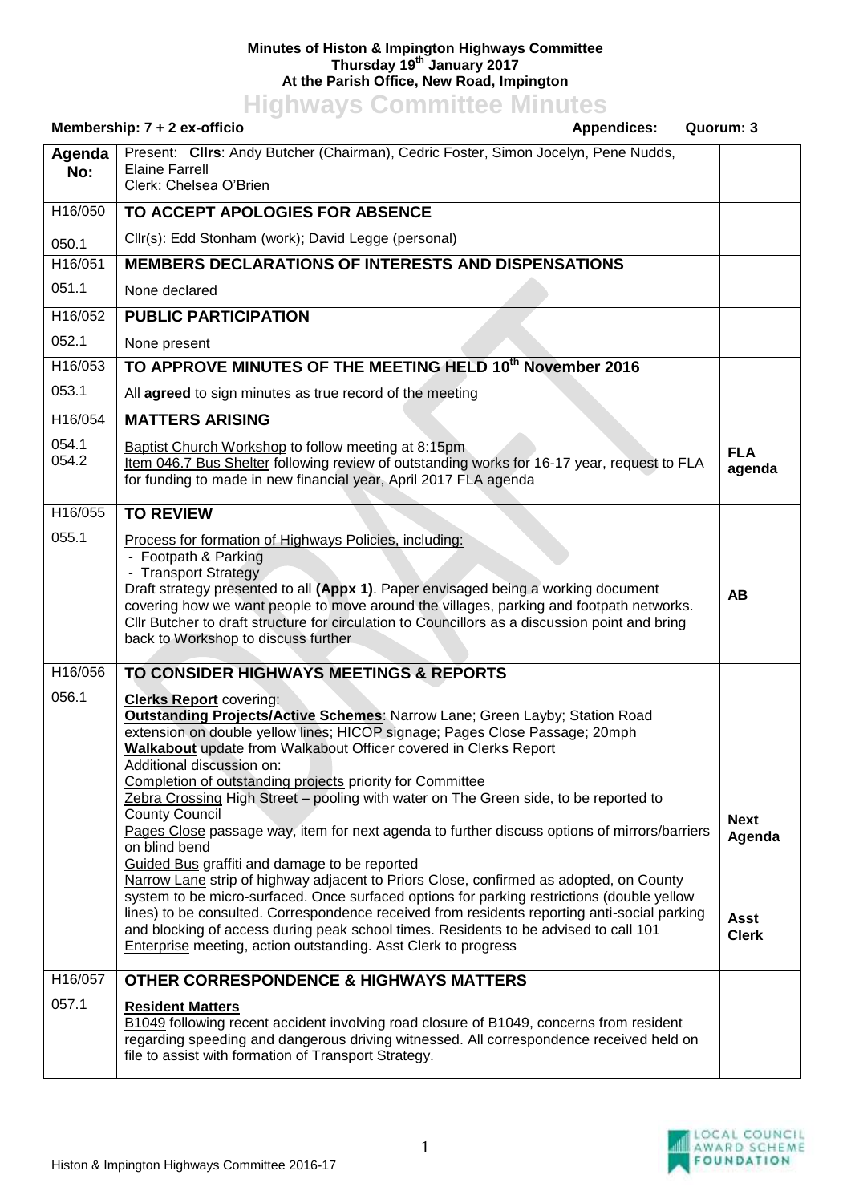**Minutes of Histon & Impington Highways Committee**
**Thursday 19th January 2017**
**At the Parish Office, New Road, Impington**

# Highways Committee Minutes

**Membership: 7 + 2 ex-officio** | **Appendices:** | **Quorum: 3**

| Agenda No: | Present: **Cllrs**: Andy Butcher (Chairman), Cedric Foster, Simon Jocelyn, Pene Nudds, Elaine Farrell<br>Clerk: Chelsea O'Brien | |
|---|---|---|
| H16/050 | **TO ACCEPT APOLOGIES FOR ABSENCE** | |
| 050.1 | Cllr(s): Edd Stonham (work); David Legge (personal) | |
| H16/051 | **MEMBERS DECLARATIONS OF INTERESTS AND DISPENSATIONS** | |
| 051.1 | None declared | |
| H16/052 | **PUBLIC PARTICIPATION** | |
| 052.1 | None present | |
| H16/053 | **TO APPROVE MINUTES OF THE MEETING HELD 10th November 2016** | |
| 053.1 | All **agreed** to sign minutes as true record of the meeting | |
| H16/054 | **MATTERS ARISING** | |
| 054.1<br>054.2 | Baptist Church Workshop to follow meeting at 8:15pm<br>Item 046.7 Bus Shelter following review of outstanding works for 16-17 year, request to FLA for funding to made in new financial year, April 2017 FLA agenda | **FLA agenda** |
| H16/055 | **TO REVIEW** | |
| 055.1 | Process for formation of Highways Policies, including:<br>- Footpath & Parking<br>- Transport Strategy<br>Draft strategy presented to all **(Appx 1)**. Paper envisaged being a working document covering how we want people to move around the villages, parking and footpath networks. Cllr Butcher to draft structure for circulation to Councillors as a discussion point and bring back to Workshop to discuss further | **AB** |
| H16/056 | **TO CONSIDER HIGHWAYS MEETINGS & REPORTS** | |
| 056.1 | **Clerks Report** covering:<br>**Outstanding Projects/Active Schemes**: Narrow Lane; Green Layby; Station Road extension on double yellow lines; HICOP signage; Pages Close Passage; 20mph<br>**Walkabout** update from Walkabout Officer covered in Clerks Report<br>Additional discussion on:<br>Completion of outstanding projects priority for Committee<br>Zebra Crossing High Street – pooling with water on The Green side, to be reported to County Council<br>Pages Close passage way, item for next agenda to further discuss options of mirrors/barriers on blind bend<br>Guided Bus graffiti and damage to be reported<br>Narrow Lane strip of highway adjacent to Priors Close, confirmed as adopted, on County system to be micro-surfaced. Once surfaced options for parking restrictions (double yellow lines) to be consulted. Correspondence received from residents reporting anti-social parking and blocking of access during peak school times. Residents to be advised to call 101<br>Enterprise meeting, action outstanding. Asst Clerk to progress | **Next Agenda**<br><br>**Asst Clerk** |
| H16/057 | **OTHER CORRESPONDENCE & HIGHWAYS MATTERS** | |
| 057.1 | **Resident Matters**<br>B1049 following recent accident involving road closure of B1049, concerns from resident regarding speeding and dangerous driving witnessed. All correspondence received held on file to assist with formation of Transport Strategy. | |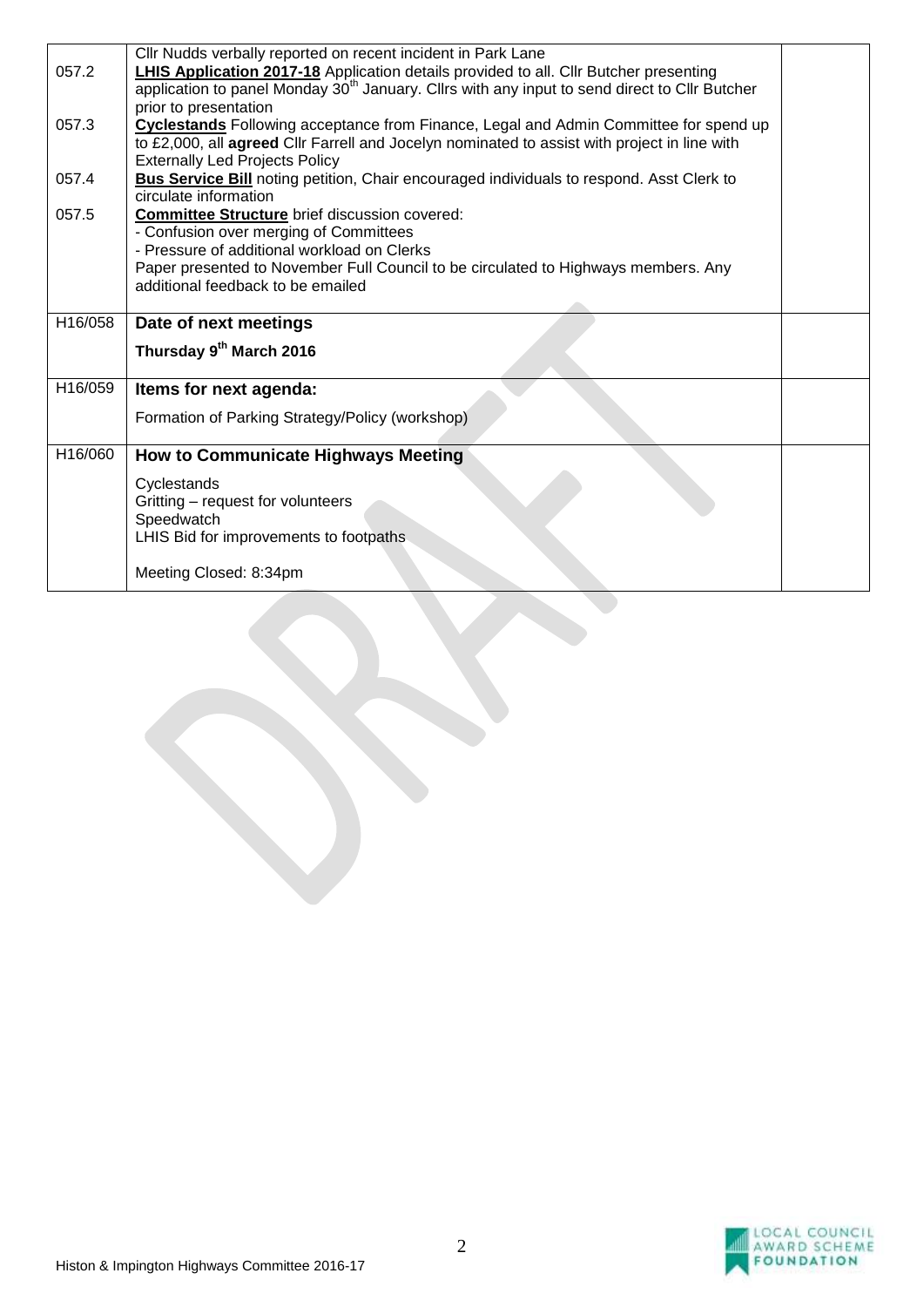| | | |
|---|---|---|
| 057.2 | Cllr Nudds verbally reported on recent incident in Park Lane<br>**LHIS Application 2017-18** Application details provided to all. Cllr Butcher presenting application to panel Monday 30th January. Cllrs with any input to send direct to Cllr Butcher prior to presentation | |
| 057.3 | **Cyclestands** Following acceptance from Finance, Legal and Admin Committee for spend up to £2,000, all **agreed** Cllr Farrell and Jocelyn nominated to assist with project in line with Externally Led Projects Policy | |
| 057.4 | **Bus Service Bill** noting petition, Chair encouraged individuals to respond. Asst Clerk to circulate information | |
| 057.5 | **Committee Structure** brief discussion covered:<br>- Confusion over merging of Committees<br>- Pressure of additional workload on Clerks<br>Paper presented to November Full Council to be circulated to Highways members. Any additional feedback to be emailed | |
| H16/058 | **Date of next meetings**<br>**Thursday 9th March 2016** | |
| H16/059 | **Items for next agenda:**<br>Formation of Parking Strategy/Policy (workshop) | |
| H16/060 | **How to Communicate Highways Meeting**<br>Cyclestands<br>Gritting – request for volunteers<br>Speedwatch<br>LHIS Bid for improvements to footpaths<br><br>Meeting Closed: 8:34pm | |

DRAFT